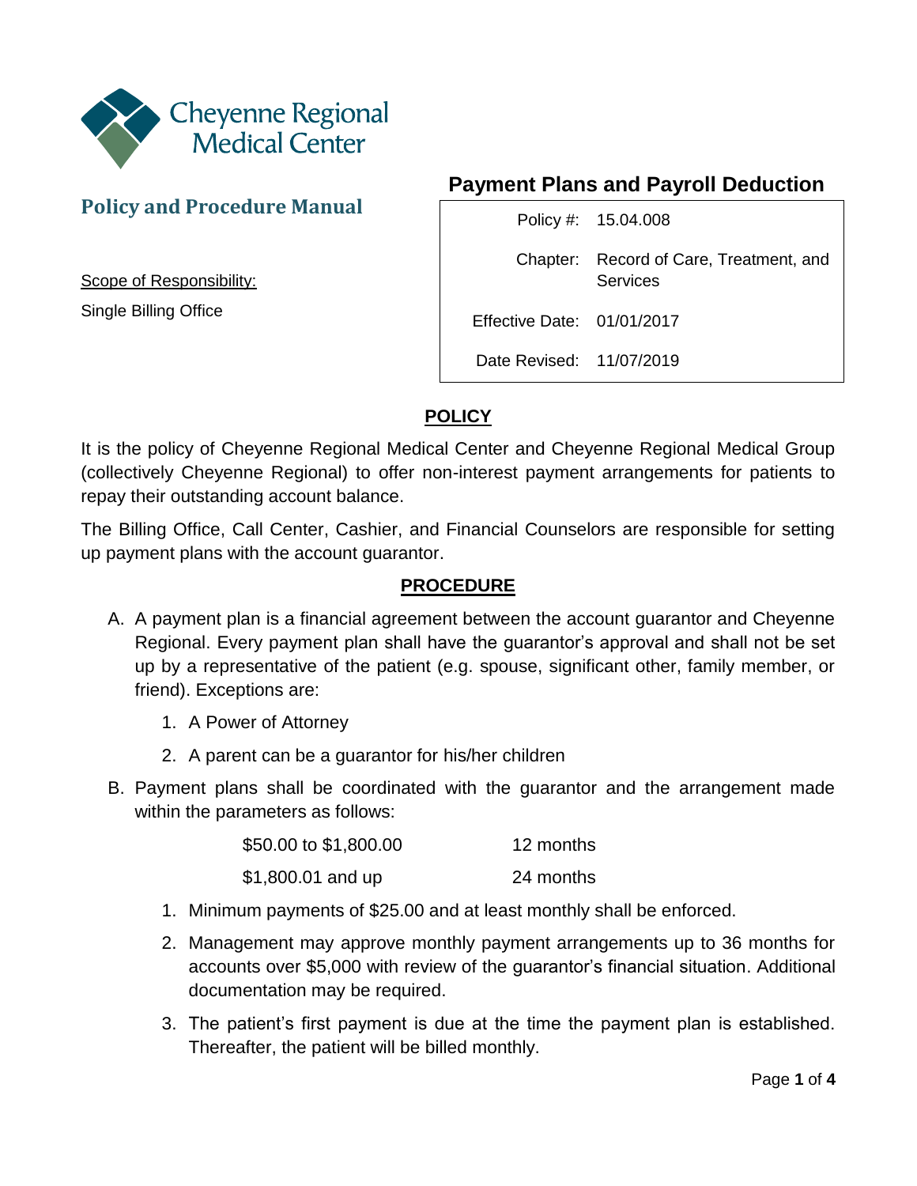Cheyenne Regional Medical Center

## Policy and Procedure Manual

Scope of Responsibility:

Single Billing Office

# Payment Plans and Payroll Deduction

| | |
|---|---|
| Policy #: | 15.04.008 |
| Chapter: | Record of Care, Treatment, and Services |
| Effective Date: | 01/01/2017 |
| Date Revised: | 11/07/2019 |

## POLICY

It is the policy of Cheyenne Regional Medical Center and Cheyenne Regional Medical Group (collectively Cheyenne Regional) to offer non-interest payment arrangements for patients to repay their outstanding account balance.

The Billing Office, Call Center, Cashier, and Financial Counselors are responsible for setting up payment plans with the account guarantor.

## PROCEDURE

A. A payment plan is a financial agreement between the account guarantor and Cheyenne Regional. Every payment plan shall have the guarantor's approval and shall not be set up by a representative of the patient (e.g. spouse, significant other, family member, or friend). Exceptions are:
   1. A Power of Attorney
   2. A parent can be a guarantor for his/her children

B. Payment plans shall be coordinated with the guarantor and the arrangement made within the parameters as follows:

| | |
|---|---|
| $50.00 to $1,800.00 | 12 months |
| $1,800.01 and up | 24 months |

   1. Minimum payments of $25.00 and at least monthly shall be enforced.
   2. Management may approve monthly payment arrangements up to 36 months for accounts over $5,000 with review of the guarantor's financial situation. Additional documentation may be required.
   3. The patient's first payment is due at the time the payment plan is established. Thereafter, the patient will be billed monthly.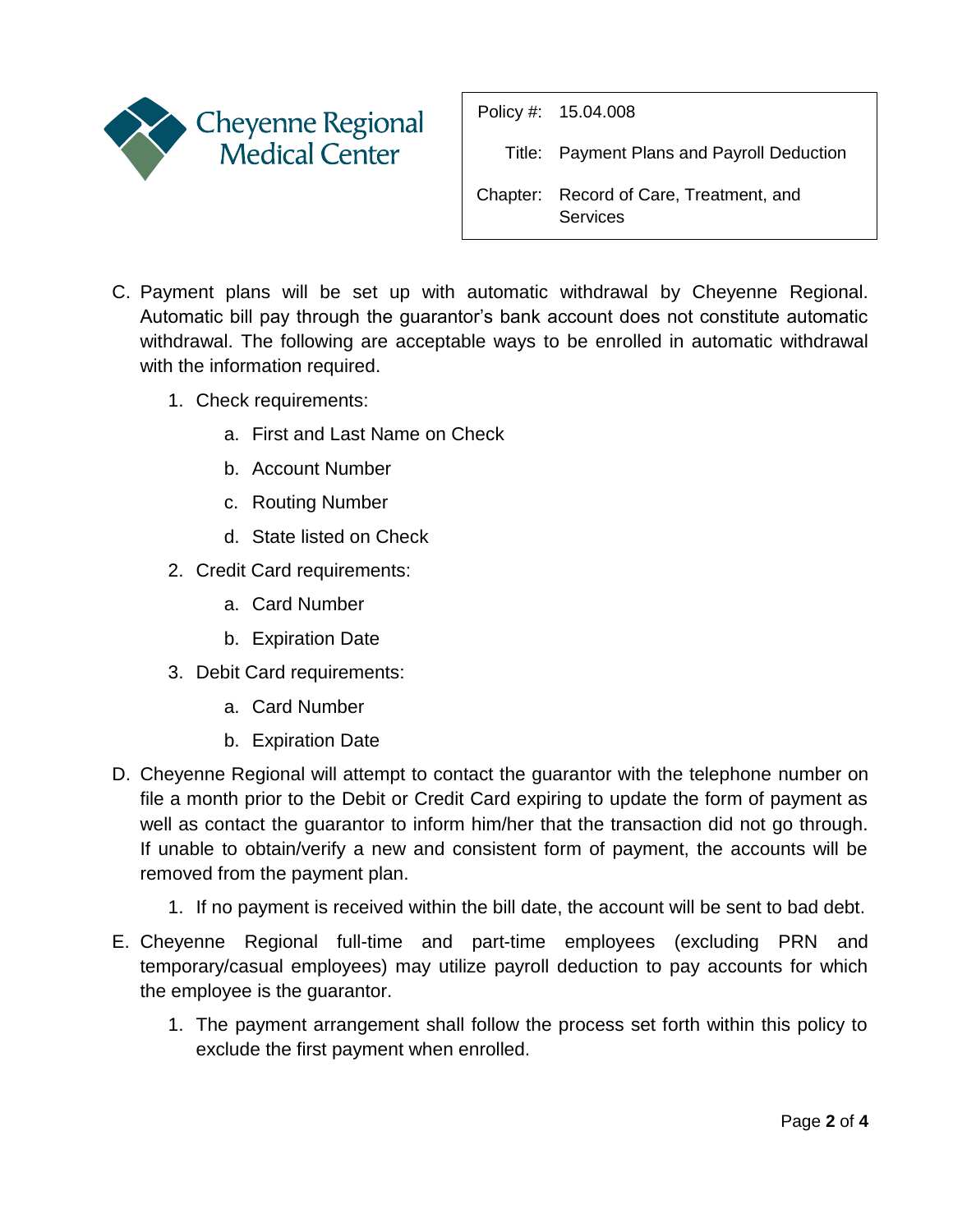C. Payment plans will be set up with automatic withdrawal by Cheyenne Regional. Automatic bill pay through the guarantor's bank account does not constitute automatic withdrawal. The following are acceptable ways to be enrolled in automatic withdrawal with the information required.

   1. Check requirements:
      a. First and Last Name on Check
      b. Account Number
      c. Routing Number
      d. State listed on Check
   2. Credit Card requirements:
      a. Card Number
      b. Expiration Date
   3. Debit Card requirements:
      a. Card Number
      b. Expiration Date

D. Cheyenne Regional will attempt to contact the guarantor with the telephone number on file a month prior to the Debit or Credit Card expiring to update the form of payment as well as contact the guarantor to inform him/her that the transaction did not go through. If unable to obtain/verify a new and consistent form of payment, the accounts will be removed from the payment plan.

   1. If no payment is received within the bill date, the account will be sent to bad debt.

E. Cheyenne Regional full-time and part-time employees (excluding PRN and temporary/casual employees) may utilize payroll deduction to pay accounts for which the employee is the guarantor.

   1. The payment arrangement shall follow the process set forth within this policy to exclude the first payment when enrolled.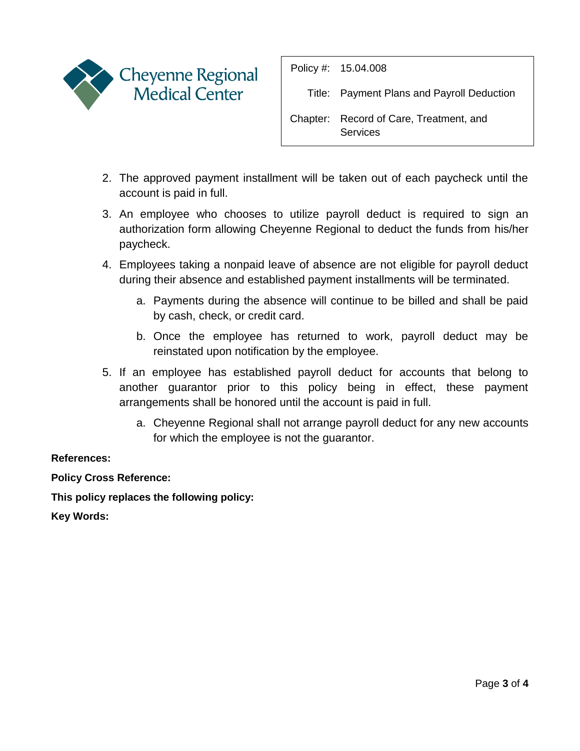2. The approved payment installment will be taken out of each paycheck until the account is paid in full.
3. An employee who chooses to utilize payroll deduct is required to sign an authorization form allowing Cheyenne Regional to deduct the funds from his/her paycheck.
4. Employees taking a nonpaid leave of absence are not eligible for payroll deduct during their absence and established payment installments will be terminated.
   a. Payments during the absence will continue to be billed and shall be paid by cash, check, or credit card.
   b. Once the employee has returned to work, payroll deduct may be reinstated upon notification by the employee.
5. If an employee has established payroll deduct for accounts that belong to another guarantor prior to this policy being in effect, these payment arrangements shall be honored until the account is paid in full.
   a. Cheyenne Regional shall not arrange payroll deduct for any new accounts for which the employee is not the guarantor.

**References:**

**Policy Cross Reference:**

**This policy replaces the following policy:**

**Key Words:**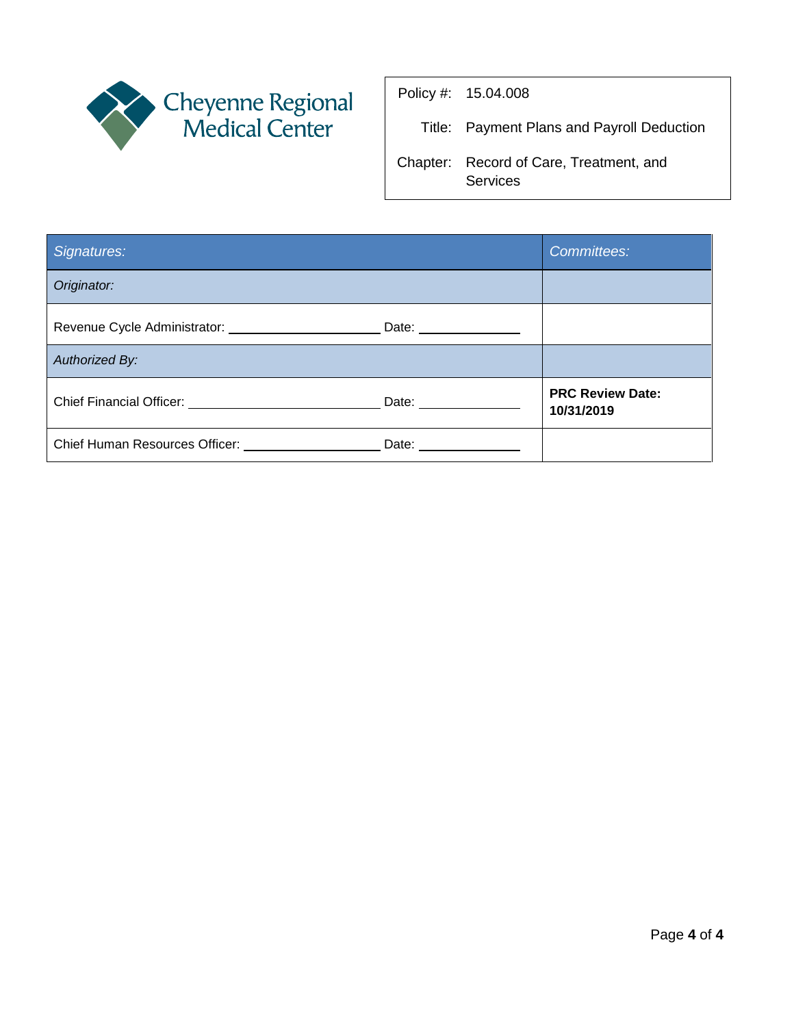Cheyenne Regional Medical Center

| | |
|---|---|
| Policy #: | 15.04.008 |
| Title: | Payment Plans and Payroll Deduction |
| Chapter: | Record of Care, Treatment, and Services |

| *Signatures:* | *Committees:* |
|---|---|
| *Originator:* | |
| Revenue Cycle Administrator: ____________________ Date: ____________ | |
| *Authorized By:* | |
| Chief Financial Officer: ____________________ Date: ____________ | **PRC Review Date: 10/31/2019** |
| Chief Human Resources Officer: ____________________ Date: ____________ | |